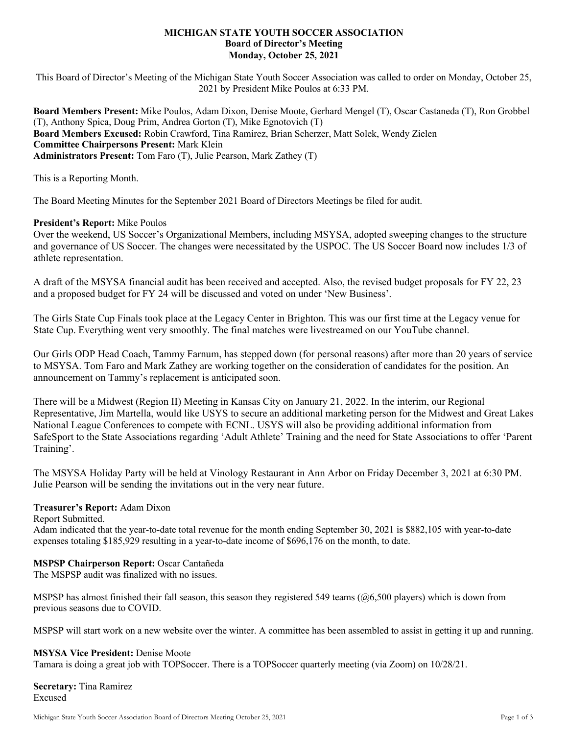**MICHIGAN STATE YOUTH SOCCER ASSOCIATION**
**Board of Director's Meeting**
**Monday, October 25, 2021**

This Board of Director's Meeting of the Michigan State Youth Soccer Association was called to order on Monday, October 25, 2021 by President Mike Poulos at 6:33 PM.

**Board Members Present:** Mike Poulos, Adam Dixon, Denise Moote, Gerhard Mengel (T), Oscar Castaneda (T), Ron Grobbel (T), Anthony Spica, Doug Prim, Andrea Gorton (T), Mike Egnotovich (T)
**Board Members Excused:** Robin Crawford, Tina Ramirez, Brian Scherzer, Matt Solek, Wendy Zielen
**Committee Chairpersons Present:** Mark Klein
**Administrators Present:** Tom Faro (T), Julie Pearson, Mark Zathey (T)

This is a Reporting Month.

The Board Meeting Minutes for the September 2021 Board of Directors Meetings be filed for audit.

**President's Report:** Mike Poulos
Over the weekend, US Soccer's Organizational Members, including MSYSA, adopted sweeping changes to the structure and governance of US Soccer. The changes were necessitated by the USPOC. The US Soccer Board now includes 1/3 of athlete representation.

A draft of the MSYSA financial audit has been received and accepted. Also, the revised budget proposals for FY 22, 23 and a proposed budget for FY 24 will be discussed and voted on under 'New Business'.

The Girls State Cup Finals took place at the Legacy Center in Brighton. This was our first time at the Legacy venue for State Cup. Everything went very smoothly. The final matches were livestreamed on our YouTube channel.

Our Girls ODP Head Coach, Tammy Farnum, has stepped down (for personal reasons) after more than 20 years of service to MSYSA. Tom Faro and Mark Zathey are working together on the consideration of candidates for the position. An announcement on Tammy's replacement is anticipated soon.

There will be a Midwest (Region II) Meeting in Kansas City on January 21, 2022. In the interim, our Regional Representative, Jim Martella, would like USYS to secure an additional marketing person for the Midwest and Great Lakes National League Conferences to compete with ECNL. USYS will also be providing additional information from SafeSport to the State Associations regarding 'Adult Athlete' Training and the need for State Associations to offer 'Parent Training'.

The MSYSA Holiday Party will be held at Vinology Restaurant in Ann Arbor on Friday December 3, 2021 at 6:30 PM. Julie Pearson will be sending the invitations out in the very near future.

**Treasurer's Report:** Adam Dixon
Report Submitted.
Adam indicated that the year-to-date total revenue for the month ending September 30, 2021 is $882,105 with year-to-date expenses totaling $185,929 resulting in a year-to-date income of $696,176 on the month, to date.

**MSPSP Chairperson Report:** Oscar Cantañeda
The MSPSP audit was finalized with no issues.

MSPSP has almost finished their fall season, this season they registered 549 teams (@6,500 players) which is down from previous seasons due to COVID.

MSPSP will start work on a new website over the winter. A committee has been assembled to assist in getting it up and running.

**MSYSA Vice President:** Denise Moote
Tamara is doing a great job with TOPSoccer. There is a TOPSoccer quarterly meeting (via Zoom) on 10/28/21.

**Secretary:** Tina Ramirez
Excused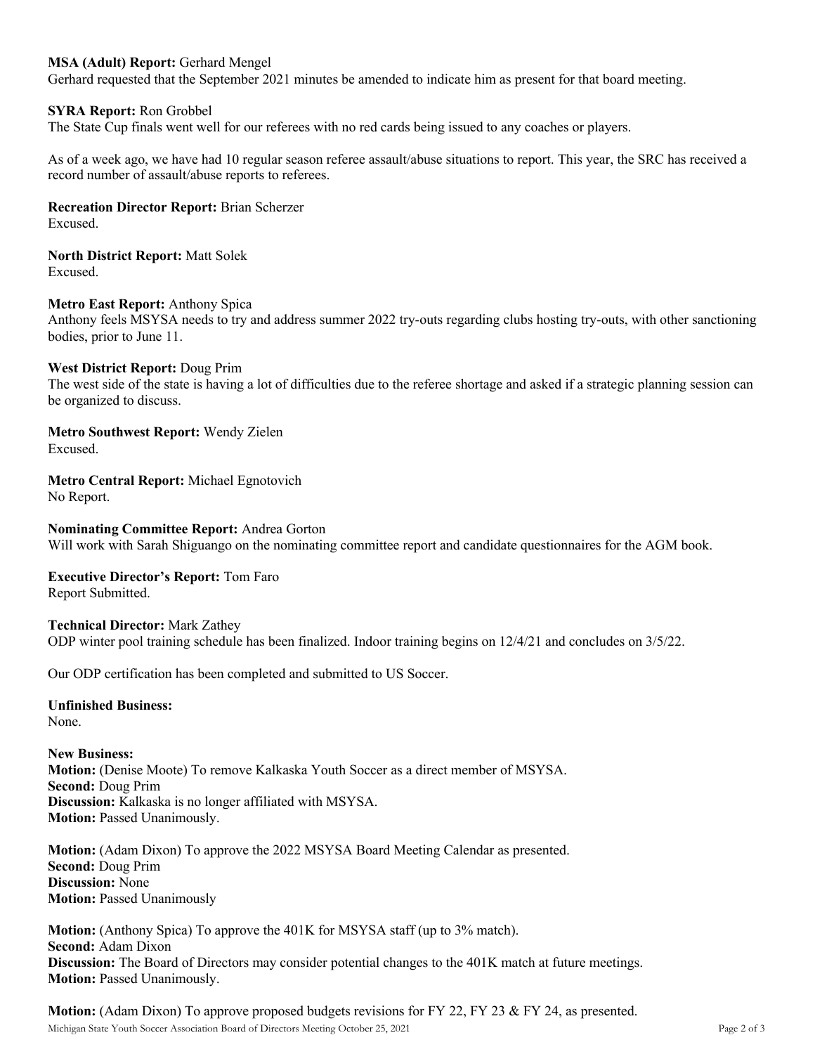**MSA (Adult) Report:** Gerhard Mengel
Gerhard requested that the September 2021 minutes be amended to indicate him as present for that board meeting.

**SYRA Report:** Ron Grobbel
The State Cup finals went well for our referees with no red cards being issued to any coaches or players.

As of a week ago, we have had 10 regular season referee assault/abuse situations to report. This year, the SRC has received a record number of assault/abuse reports to referees.

**Recreation Director Report:** Brian Scherzer
Excused.

**North District Report:** Matt Solek
Excused.

**Metro East Report:** Anthony Spica
Anthony feels MSYSA needs to try and address summer 2022 try-outs regarding clubs hosting try-outs, with other sanctioning bodies, prior to June 11.

**West District Report:** Doug Prim
The west side of the state is having a lot of difficulties due to the referee shortage and asked if a strategic planning session can be organized to discuss.

**Metro Southwest Report:** Wendy Zielen
Excused.

**Metro Central Report:** Michael Egnotovich
No Report.

**Nominating Committee Report:** Andrea Gorton
Will work with Sarah Shiguango on the nominating committee report and candidate questionnaires for the AGM book.

**Executive Director's Report:** Tom Faro
Report Submitted.

**Technical Director:** Mark Zathey
ODP winter pool training schedule has been finalized. Indoor training begins on 12/4/21 and concludes on 3/5/22.

Our ODP certification has been completed and submitted to US Soccer.

**Unfinished Business:**
None.

**New Business:**
**Motion:** (Denise Moote) To remove Kalkaska Youth Soccer as a direct member of MSYSA.
**Second:** Doug Prim
**Discussion:** Kalkaska is no longer affiliated with MSYSA.
**Motion:** Passed Unanimously.

**Motion:** (Adam Dixon) To approve the 2022 MSYSA Board Meeting Calendar as presented.
**Second:** Doug Prim
**Discussion:** None
**Motion:** Passed Unanimously

**Motion:** (Anthony Spica) To approve the 401K for MSYSA staff (up to 3% match).
**Second:** Adam Dixon
**Discussion:** The Board of Directors may consider potential changes to the 401K match at future meetings.
**Motion:** Passed Unanimously.

**Motion:** (Adam Dixon) To approve proposed budgets revisions for FY 22, FY 23 & FY 24, as presented.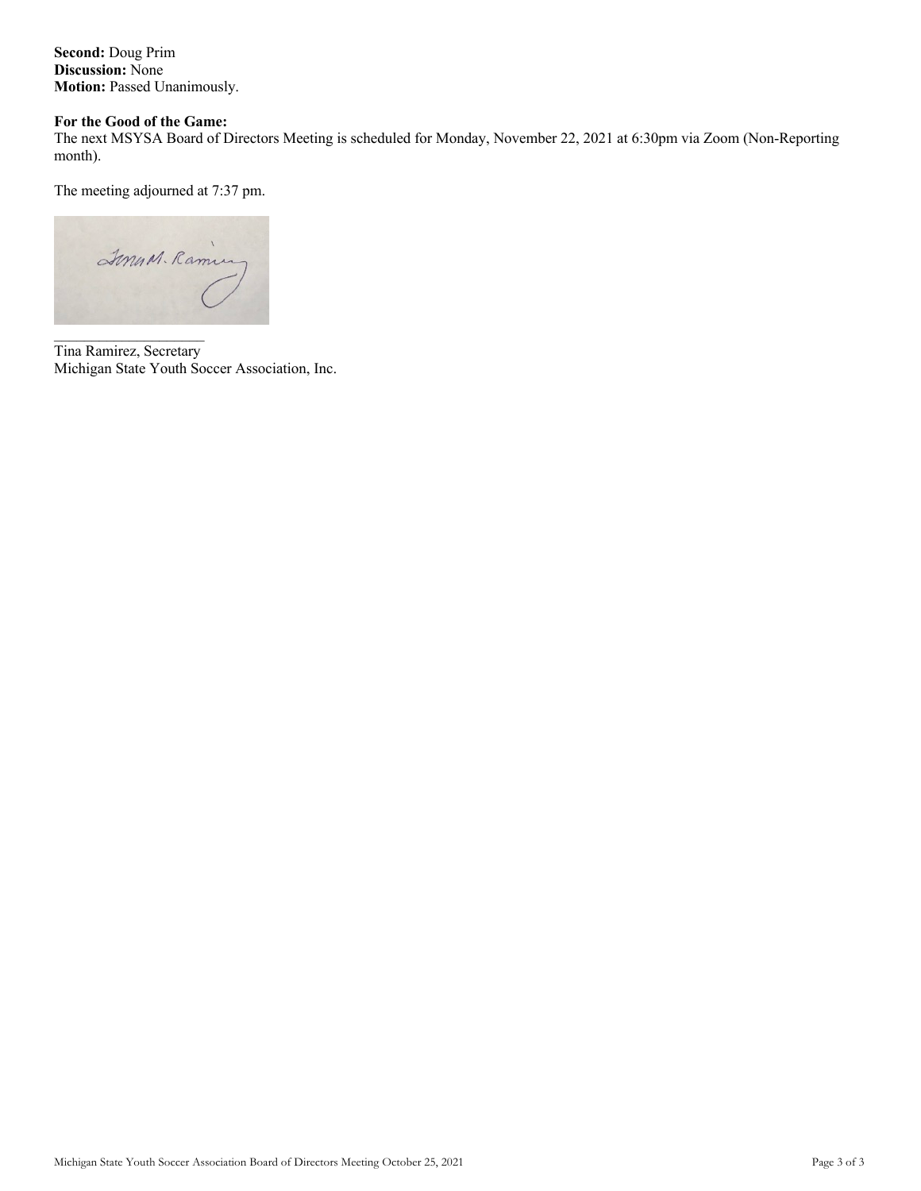**Second:** Doug Prim
**Discussion:** None
**Motion:** Passed Unanimously.

**For the Good of the Game:**
The next MSYSA Board of Directors Meeting is scheduled for Monday, November 22, 2021 at 6:30pm via Zoom (Non-Reporting month).

The meeting adjourned at 7:37 pm.

\_\_\_\_\_\_\_\_\_\_\_\_\_\_\_\_\_\_\_\_
Tina Ramirez, Secretary
Michigan State Youth Soccer Association, Inc.